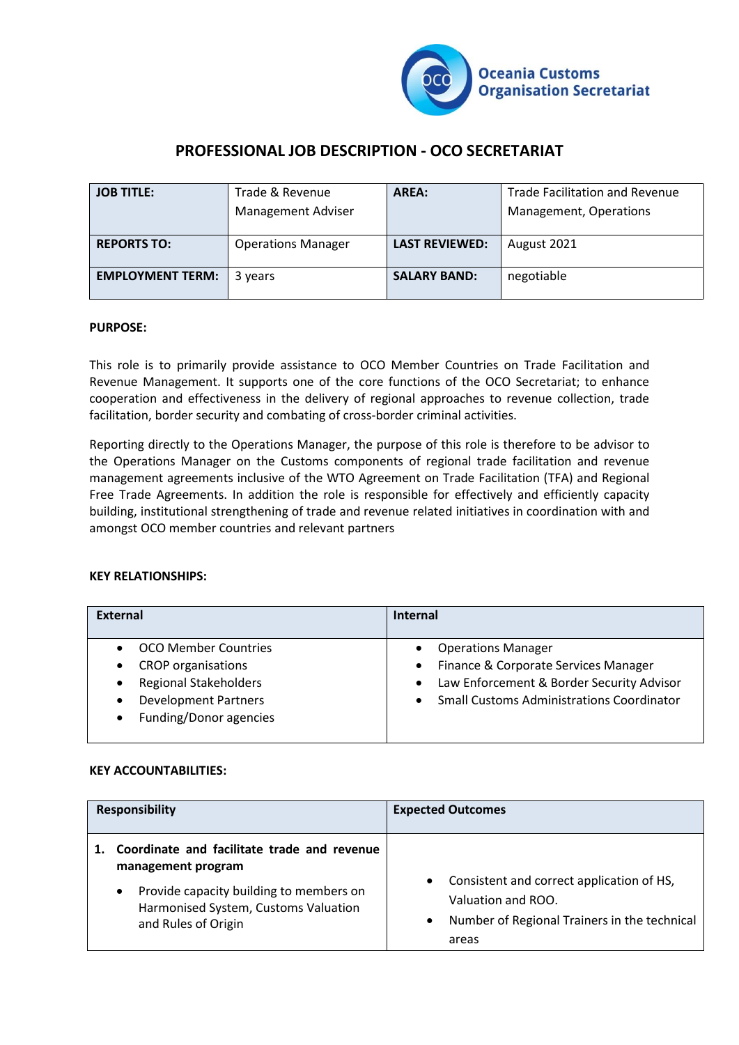**Oceania Customs Organisation Secretariat**

# PROFESSIONAL JOB DESCRIPTION - OCO SECRETARIAT

| | | | |
|---|---|---|---|
| **JOB TITLE:** | Trade & Revenue Management Adviser | **AREA:** | Trade Facilitation and Revenue Management, Operations |
| **REPORTS TO:** | Operations Manager | **LAST REVIEWED:** | August 2021 |
| **EMPLOYMENT TERM:** | 3 years | **SALARY BAND:** | negotiable |

**PURPOSE:**

This role is to primarily provide assistance to OCO Member Countries on Trade Facilitation and Revenue Management. It supports one of the core functions of the OCO Secretariat; to enhance cooperation and effectiveness in the delivery of regional approaches to revenue collection, trade facilitation, border security and combating of cross-border criminal activities.

Reporting directly to the Operations Manager, the purpose of this role is therefore to be advisor to the Operations Manager on the Customs components of regional trade facilitation and revenue management agreements inclusive of the WTO Agreement on Trade Facilitation (TFA) and Regional Free Trade Agreements. In addition the role is responsible for effectively and efficiently capacity building, institutional strengthening of trade and revenue related initiatives in coordination with and amongst OCO member countries and relevant partners

**KEY RELATIONSHIPS:**

| External | Internal |
|---|---|
| • OCO Member Countries<br>• CROP organisations<br>• Regional Stakeholders<br>• Development Partners<br>• Funding/Donor agencies | • Operations Manager<br>• Finance & Corporate Services Manager<br>• Law Enforcement & Border Security Advisor<br>• Small Customs Administrations Coordinator |

**KEY ACCOUNTABILITIES:**

| Responsibility | Expected Outcomes |
|---|---|
| **1. Coordinate and facilitate trade and revenue management program**<br>• Provide capacity building to members on Harmonised System, Customs Valuation and Rules of Origin | • Consistent and correct application of HS, Valuation and ROO.<br>• Number of Regional Trainers in the technical areas |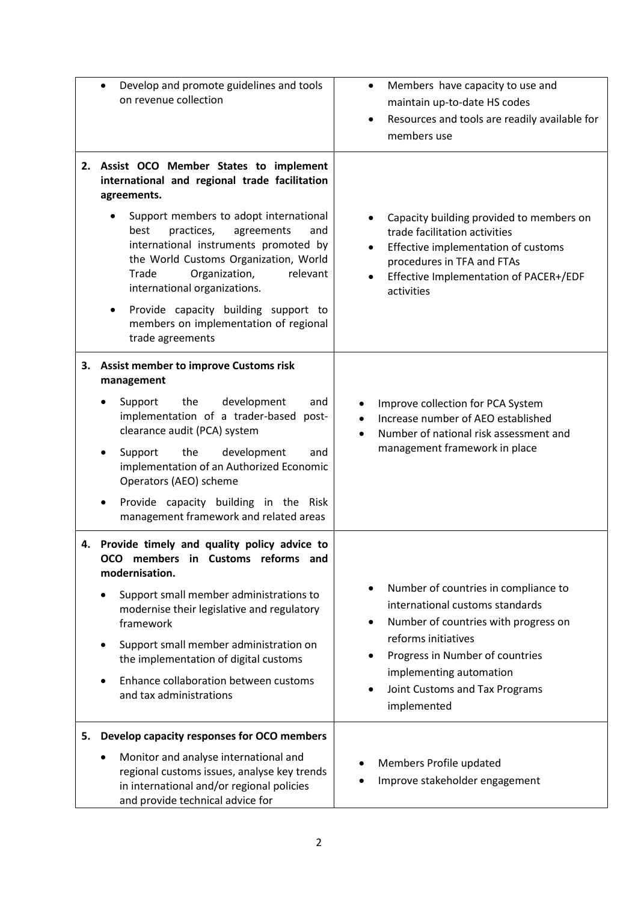| | |
|---|---|
| • Develop and promote guidelines and tools on revenue collection | • Members have capacity to use and maintain up-to-date HS codes<br>• Resources and tools are readily available for members use |
| **2. Assist OCO Member States to implement international and regional trade facilitation agreements.**<br>• Support members to adopt international best practices, agreements and international instruments promoted by the World Customs Organization, World Trade Organization, relevant international organizations.<br>• Provide capacity building support to members on implementation of regional trade agreements | • Capacity building provided to members on trade facilitation activities<br>• Effective implementation of customs procedures in TFA and FTAs<br>• Effective Implementation of PACER+/EDF activities |
| **3. Assist member to improve Customs risk management**<br>• Support the development and implementation of a trader-based post-clearance audit (PCA) system<br>• Support the development and implementation of an Authorized Economic Operators (AEO) scheme<br>• Provide capacity building in the Risk management framework and related areas | • Improve collection for PCA System<br>• Increase number of AEO established<br>• Number of national risk assessment and management framework in place |
| **4. Provide timely and quality policy advice to OCO members in Customs reforms and modernisation.**<br>• Support small member administrations to modernise their legislative and regulatory framework<br>• Support small member administration on the implementation of digital customs<br>• Enhance collaboration between customs and tax administrations | • Number of countries in compliance to international customs standards<br>• Number of countries with progress on reforms initiatives<br>• Progress in Number of countries implementing automation<br>• Joint Customs and Tax Programs implemented |
| **5. Develop capacity responses for OCO members**<br>• Monitor and analyse international and regional customs issues, analyse key trends in international and/or regional policies and provide technical advice for | • Members Profile updated<br>• Improve stakeholder engagement |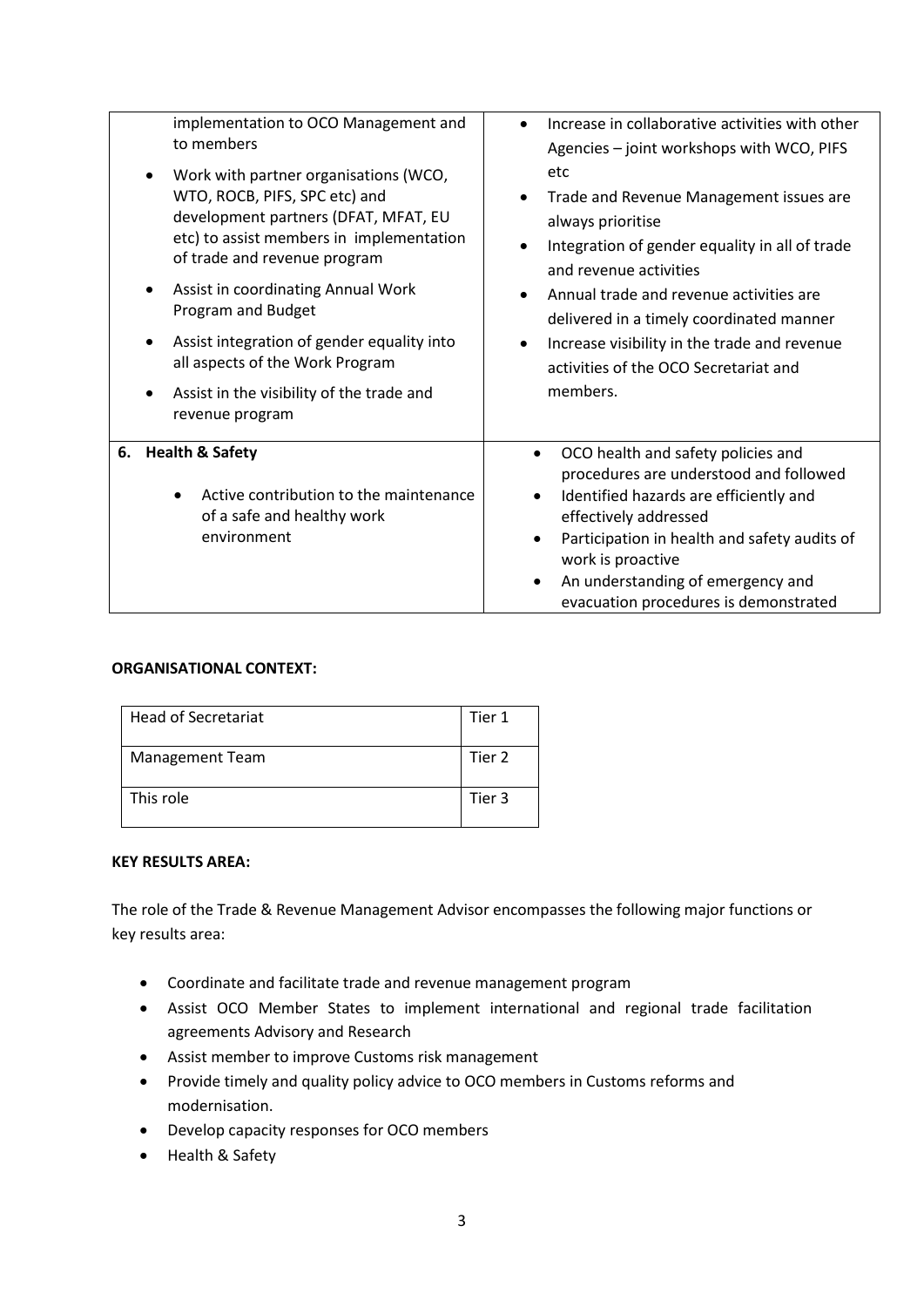| | |
|---|---|
| implementation to OCO Management and to members<br>• Work with partner organisations (WCO, WTO, ROCB, PIFS, SPC etc) and development partners (DFAT, MFAT, EU etc) to assist members in implementation of trade and revenue program<br>• Assist in coordinating Annual Work Program and Budget<br>• Assist integration of gender equality into all aspects of the Work Program<br>• Assist in the visibility of the trade and revenue program | • Increase in collaborative activities with other Agencies – joint workshops with WCO, PIFS etc<br>• Trade and Revenue Management issues are always prioritise<br>• Integration of gender equality in all of trade and revenue activities<br>• Annual trade and revenue activities are delivered in a timely coordinated manner<br>• Increase visibility in the trade and revenue activities of the OCO Secretariat and members. |
| **6. Health & Safety**<br>• Active contribution to the maintenance of a safe and healthy work environment | • OCO health and safety policies and procedures are understood and followed<br>• Identified hazards are efficiently and effectively addressed<br>• Participation in health and safety audits of work is proactive<br>• An understanding of emergency and evacuation procedures is demonstrated |

**ORGANISATIONAL CONTEXT:**

| | |
|---|---|
| Head of Secretariat | Tier 1 |
| Management Team | Tier 2 |
| This role | Tier 3 |

**KEY RESULTS AREA:**

The role of the Trade & Revenue Management Advisor encompasses the following major functions or key results area:

- Coordinate and facilitate trade and revenue management program
- Assist OCO Member States to implement international and regional trade facilitation agreements Advisory and Research
- Assist member to improve Customs risk management
- Provide timely and quality policy advice to OCO members in Customs reforms and modernisation.
- Develop capacity responses for OCO members
- Health & Safety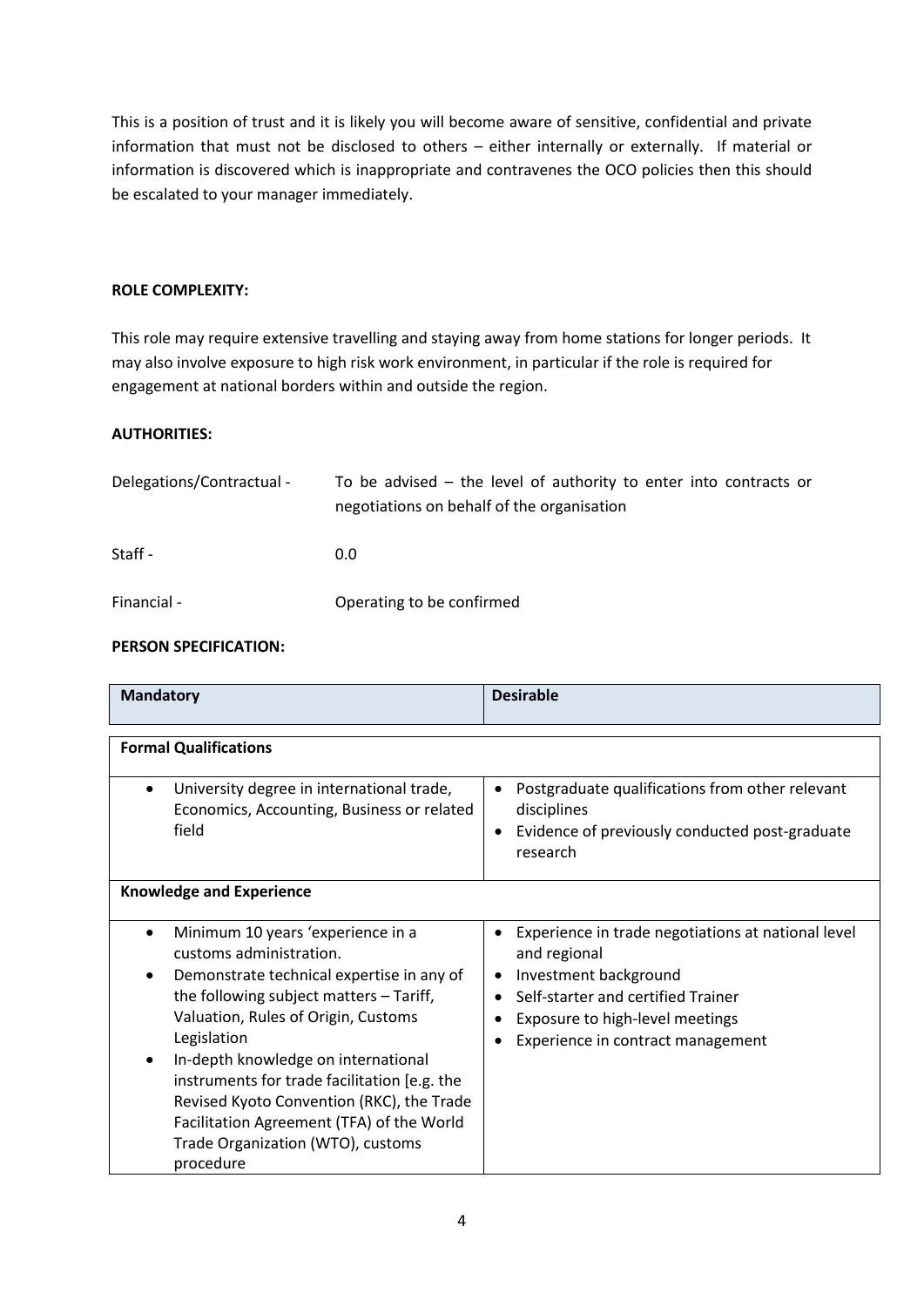This is a position of trust and it is likely you will become aware of sensitive, confidential and private information that must not be disclosed to others – either internally or externally. If material or information is discovered which is inappropriate and contravenes the OCO policies then this should be escalated to your manager immediately.

**ROLE COMPLEXITY:**

This role may require extensive travelling and staying away from home stations for longer periods. It may also involve exposure to high risk work environment, in particular if the role is required for engagement at national borders within and outside the region.

**AUTHORITIES:**

| | |
|---|---|
| Delegations/Contractual - | To be advised – the level of authority to enter into contracts or negotiations on behalf of the organisation |
| Staff - | 0.0 |
| Financial - | Operating to be confirmed |

**PERSON SPECIFICATION:**

| Mandatory | Desirable |
|---|---|
| **Formal Qualifications** | |
| • University degree in international trade, Economics, Accounting, Business or related field | • Postgraduate qualifications from other relevant disciplines<br>• Evidence of previously conducted post-graduate research |
| **Knowledge and Experience** | |
| • Minimum 10 years 'experience in a customs administration.<br>• Demonstrate technical expertise in any of the following subject matters – Tariff, Valuation, Rules of Origin, Customs Legislation<br>• In-depth knowledge on international instruments for trade facilitation [e.g. the Revised Kyoto Convention (RKC), the Trade Facilitation Agreement (TFA) of the World Trade Organization (WTO), customs procedure | • Experience in trade negotiations at national level and regional<br>• Investment background<br>• Self-starter and certified Trainer<br>• Exposure to high-level meetings<br>• Experience in contract management |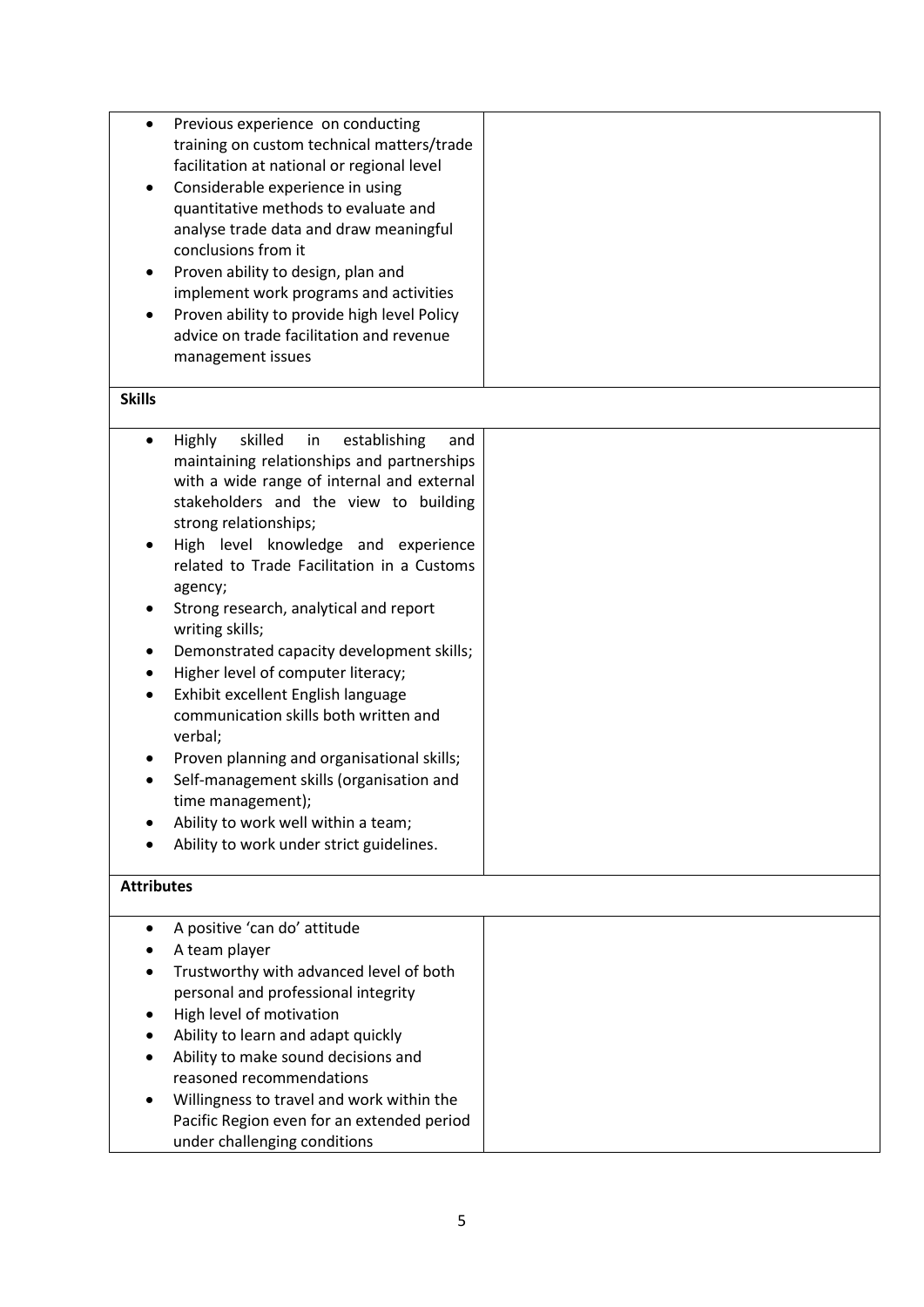| | |
|---|---|
| • Previous experience on conducting training on custom technical matters/trade facilitation at national or regional level<br>• Considerable experience in using quantitative methods to evaluate and analyse trade data and draw meaningful conclusions from it<br>• Proven ability to design, plan and implement work programs and activities<br>• Proven ability to provide high level Policy advice on trade facilitation and revenue management issues | |
| **Skills** | |
| • Highly skilled in establishing and maintaining relationships and partnerships with a wide range of internal and external stakeholders and the view to building strong relationships;<br>• High level knowledge and experience related to Trade Facilitation in a Customs agency;<br>• Strong research, analytical and report writing skills;<br>• Demonstrated capacity development skills;<br>• Higher level of computer literacy;<br>• Exhibit excellent English language communication skills both written and verbal;<br>• Proven planning and organisational skills;<br>• Self-management skills (organisation and time management);<br>• Ability to work well within a team;<br>• Ability to work under strict guidelines. | |
| **Attributes** | |
| • A positive 'can do' attitude<br>• A team player<br>• Trustworthy with advanced level of both personal and professional integrity<br>• High level of motivation<br>• Ability to learn and adapt quickly<br>• Ability to make sound decisions and reasoned recommendations<br>• Willingness to travel and work within the Pacific Region even for an extended period under challenging conditions | |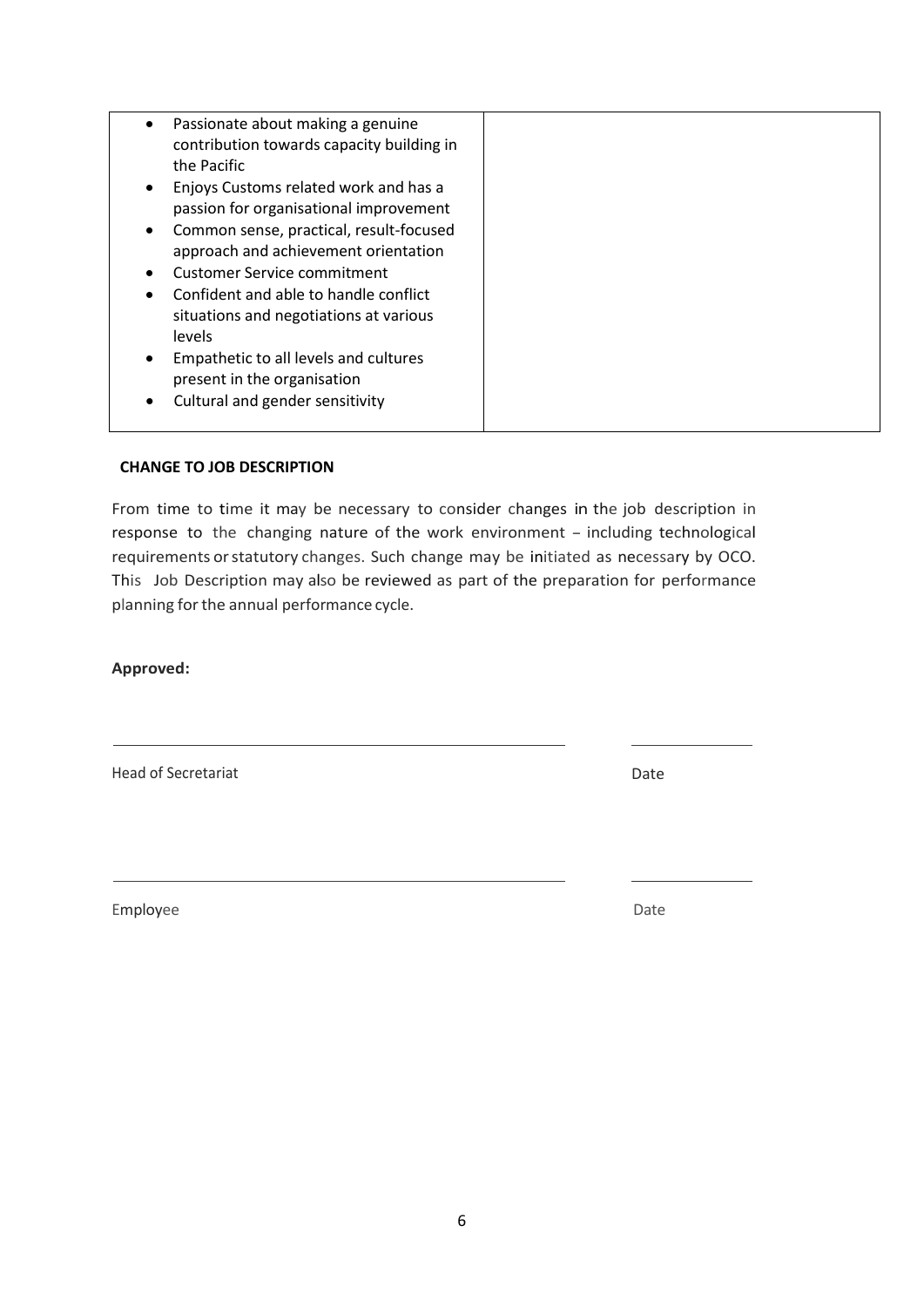| | |
|---|---|
| • Passionate about making a genuine contribution towards capacity building in the Pacific<br>• Enjoys Customs related work and has a passion for organisational improvement<br>• Common sense, practical, result-focused approach and achievement orientation<br>• Customer Service commitment<br>• Confident and able to handle conflict situations and negotiations at various levels<br>• Empathetic to all levels and cultures present in the organisation<br>• Cultural and gender sensitivity | |

**CHANGE TO JOB DESCRIPTION**

From time to time it may be necessary to consider changes in the job description in response to the changing nature of the work environment – including technological requirements or statutory changes. Such change may be initiated as necessary by OCO. This Job Description may also be reviewed as part of the preparation for performance planning for the annual performance cycle.

**Approved:**

\_\_\_\_\_\_\_\_\_\_\_\_\_\_\_\_\_\_\_\_\_\_\_\_\_\_\_\_\_\_\_\_\_\_\_\_\_\_\_\_ \_\_\_\_\_\_\_\_\_\_\_\_

Head of Secretariat Date

\_\_\_\_\_\_\_\_\_\_\_\_\_\_\_\_\_\_\_\_\_\_\_\_\_\_\_\_\_\_\_\_\_\_\_\_\_\_\_\_ \_\_\_\_\_\_\_\_\_\_\_\_

Employee Date